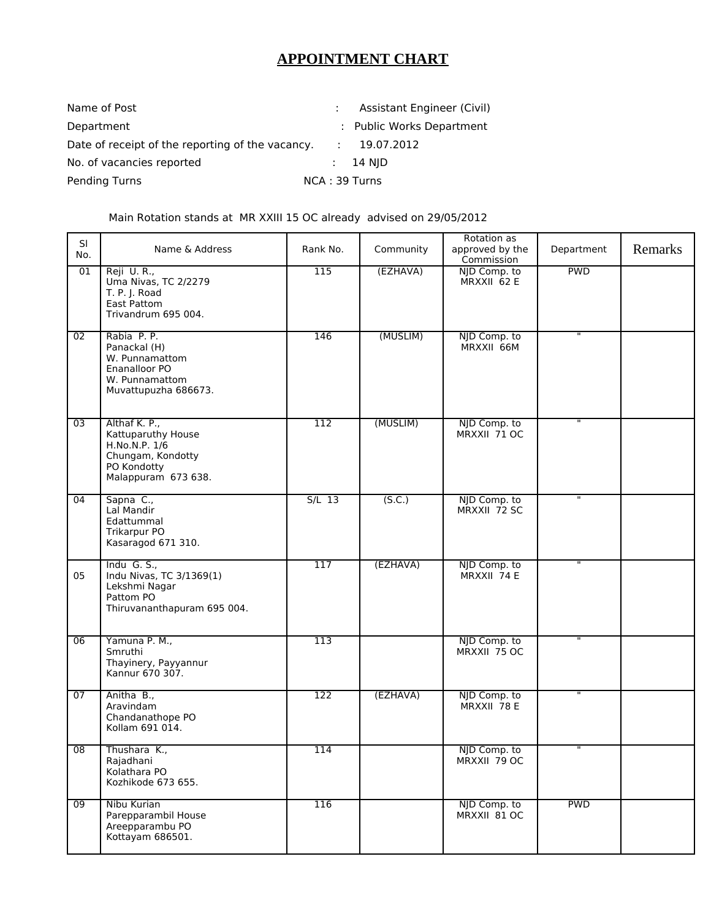# APPOINTMENT CHART

Name of Post : Assistant Engineer (Civil)

Department : Public Works Department

Date of receipt of the reporting of the vacancy. : 19.07.2012

No. of vacancies reported : 14 NJD

Pending Turns NCA : 39 Turns

Main Rotation stands at MR XXIII 15 OC already advised on 29/05/2012

| Sl No. | Name & Address | Rank No. | Community | Rotation as approved by the Commission | Department | Remarks |
|---|---|---|---|---|---|---|
| 01 | Reji U. R.,<br>Uma Nivas, TC 2/2279<br>T. P. J. Road<br>East Pattom<br>Trivandrum 695 004. | 115 | (EZHAVA) | NJD Comp. to MRXXII 62 E | PWD | |
| 02 | Rabia P. P.<br>Panackal (H)<br>W. Punnamattom<br>Enanalloor PO<br>W. Punnamattom<br>Muvattupuzha 686673. | 146 | (MUSLIM) | NJD Comp. to MRXXII 66M | " | |
| 03 | Althaf K. P.,<br>Kattuparuthy House<br>H.No.N.P. 1/6<br>Chungam, Kondotty<br>PO Kondotty<br>Malappuram 673 638. | 112 | (MUSLIM) | NJD Comp. to MRXXII 71 OC | " | |
| 04 | Sapna C.,<br>Lal Mandir<br>Edattummal<br>Trikarpur PO<br>Kasaragod 671 310. | S/L 13 | (S.C.) | NJD Comp. to MRXXII 72 SC | " | |
| 05 | Indu G. S.,<br>Indu Nivas, TC 3/1369(1)<br>Lekshmi Nagar<br>Pattom PO<br>Thiruvananthapuram 695 004. | 117 | (EZHAVA) | NJD Comp. to MRXXII 74 E | " | |
| 06 | Yamuna P. M.,<br>Smruthi<br>Thayinery, Payyannur<br>Kannur 670 307. | 113 | | NJD Comp. to MRXXII 75 OC | " | |
| 07 | Anitha B.,<br>Aravindam<br>Chandanathope PO<br>Kollam 691 014. | 122 | (EZHAVA) | NJD Comp. to MRXXII 78 E | " | |
| 08 | Thushara K.,<br>Rajadhani<br>Kolathara PO<br>Kozhikode 673 655. | 114 | | NJD Comp. to MRXXII 79 OC | " | |
| 09 | Nibu Kurian<br>Parepparambil House<br>Areepparambu PO<br>Kottayam 686501. | 116 | | NJD Comp. to MRXXII 81 OC | PWD | |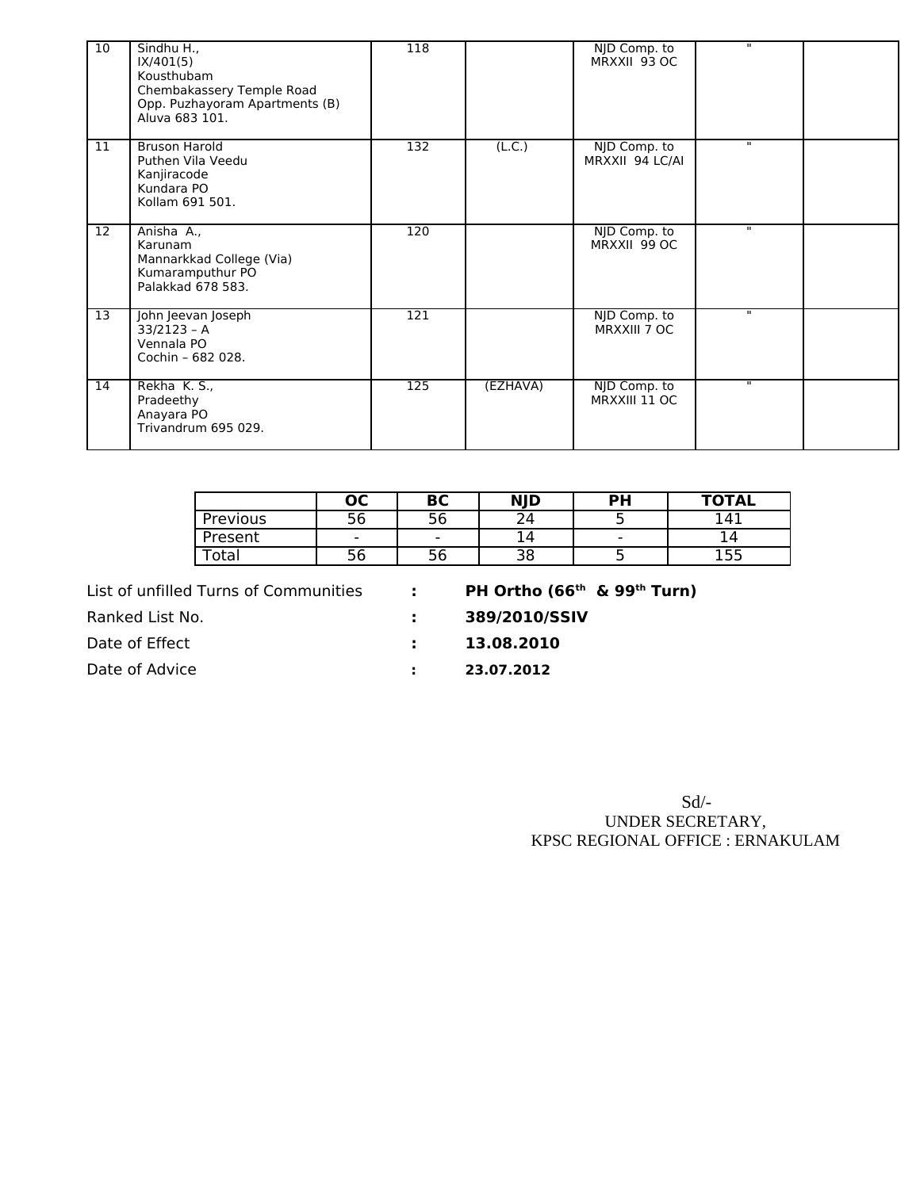| | | | | | | |
|---|---|---|---|---|---|---|
| 10 | Sindhu H.,<br>IX/401(5)<br>Kousthubam<br>Chembakassery Temple Road<br>Opp. Puzhayoram Apartments (B)<br>Aluva 683 101. | 118 | | NJD Comp. to MRXXII 93 OC | " | |
| 11 | Bruson Harold<br>Puthen Vila Veedu<br>Kanjiracode<br>Kundara PO<br>Kollam 691 501. | 132 | (L.C.) | NJD Comp. to MRXXII 94 LC/AI | " | |
| 12 | Anisha A.,<br>Karunam<br>Mannarkkad College (Via)<br>Kumaramputhur PO<br>Palakkad 678 583. | 120 | | NJD Comp. to MRXXII 99 OC | " | |
| 13 | John Jeevan Joseph<br>33/2123 – A<br>Vennala PO<br>Cochin – 682 028. | 121 | | NJD Comp. to MRXXIII 7 OC | " | |
| 14 | Rekha K. S.,<br>Pradeethy<br>Anayara PO<br>Trivandrum 695 029. | 125 | (EZHAVA) | NJD Comp. to MRXXIII 11 OC | " | |

| | OC | BC | NJD | PH | TOTAL |
|---|---|---|---|---|---|
| Previous | 56 | 56 | 24 | 5 | 141 |
| Present | - | - | 14 | - | 14 |
| Total | 56 | 56 | 38 | 5 | 155 |

List of unfilled Turns of Communities : **PH Ortho (66th & 99th Turn)**

Ranked List No. : **389/2010/SSIV**

Date of Effect : **13.08.2010**

Date of Advice : **23.07.2012**

Sd/-
UNDER SECRETARY,
KPSC REGIONAL OFFICE : ERNAKULAM